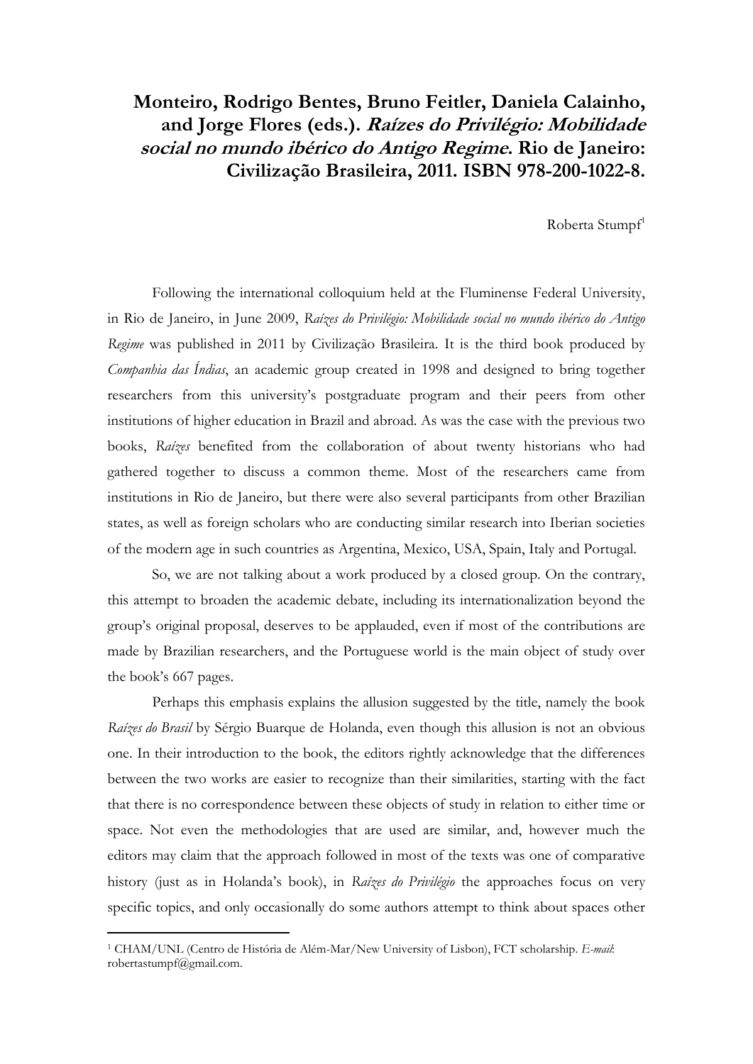# Monteiro, Rodrigo Bentes, Bruno Feitler, Daniela Calainho, and Jorge Flores (eds.). *Raízes do Privilégio: Mobilidade social no mundo ibérico do Antigo Regime*. Rio de Janeiro: Civilização Brasileira, 2011. ISBN 978-200-1022-8.

Roberta Stumpf[1]

Following the international colloquium held at the Fluminense Federal University, in Rio de Janeiro, in June 2009, *Raízes do Privilégio: Mobilidade social no mundo ibérico do Antigo Regime* was published in 2011 by Civilização Brasileira. It is the third book produced by *Companhia das Índias*, an academic group created in 1998 and designed to bring together researchers from this university's postgraduate program and their peers from other institutions of higher education in Brazil and abroad. As was the case with the previous two books, *Raízes* benefited from the collaboration of about twenty historians who had gathered together to discuss a common theme. Most of the researchers came from institutions in Rio de Janeiro, but there were also several participants from other Brazilian states, as well as foreign scholars who are conducting similar research into Iberian societies of the modern age in such countries as Argentina, Mexico, USA, Spain, Italy and Portugal.

So, we are not talking about a work produced by a closed group. On the contrary, this attempt to broaden the academic debate, including its internationalization beyond the group's original proposal, deserves to be applauded, even if most of the contributions are made by Brazilian researchers, and the Portuguese world is the main object of study over the book's 667 pages.

Perhaps this emphasis explains the allusion suggested by the title, namely the book *Raízes do Brasil* by Sérgio Buarque de Holanda, even though this allusion is not an obvious one. In their introduction to the book, the editors rightly acknowledge that the differences between the two works are easier to recognize than their similarities, starting with the fact that there is no correspondence between these objects of study in relation to either time or space. Not even the methodologies that are used are similar, and, however much the editors may claim that the approach followed in most of the texts was one of comparative history (just as in Holanda's book), in *Raízes do Privilégio* the approaches focus on very specific topics, and only occasionally do some authors attempt to think about spaces other

[1] CHAM/UNL (Centro de História de Além-Mar/New University of Lisbon), FCT scholarship. *E-mail*: robertastumpf@gmail.com.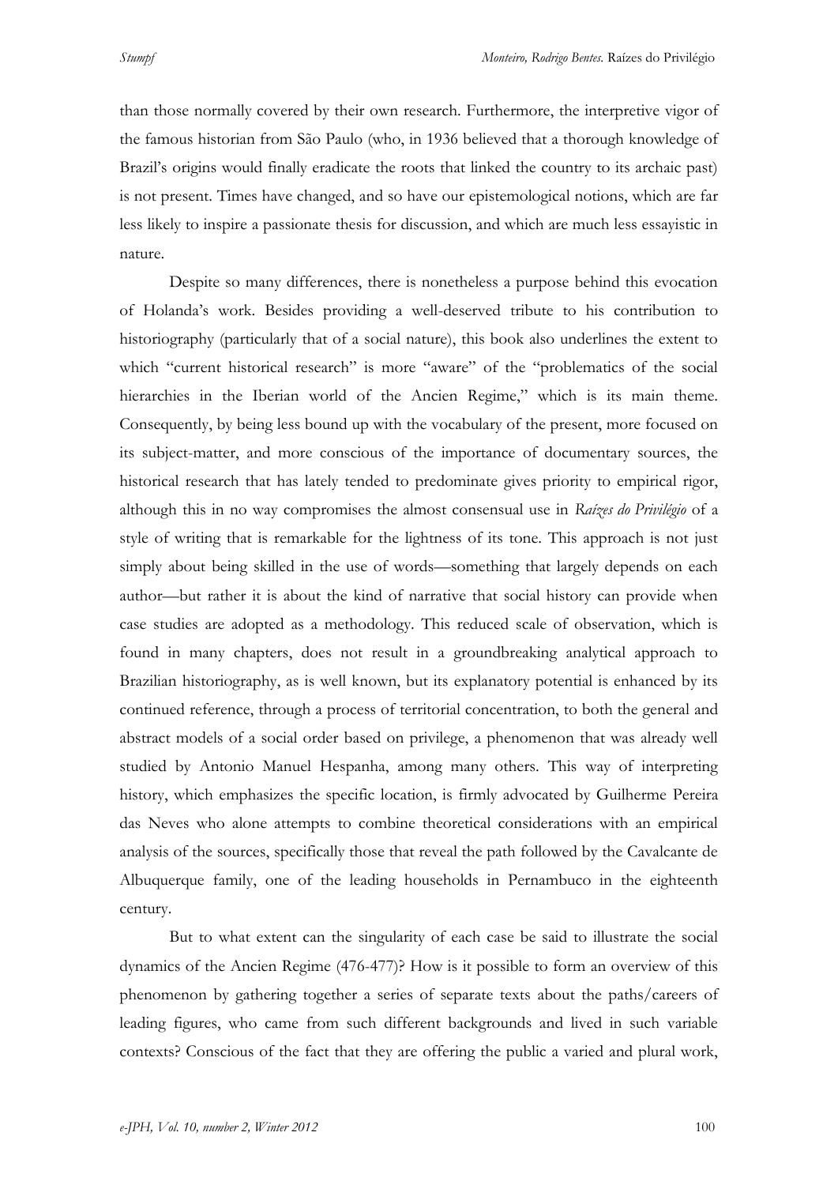than those normally covered by their own research. Furthermore, the interpretive vigor of the famous historian from São Paulo (who, in 1936 believed that a thorough knowledge of Brazil's origins would finally eradicate the roots that linked the country to its archaic past) is not present. Times have changed, and so have our epistemological notions, which are far less likely to inspire a passionate thesis for discussion, and which are much less essayistic in nature.

Despite so many differences, there is nonetheless a purpose behind this evocation of Holanda's work. Besides providing a well-deserved tribute to his contribution to historiography (particularly that of a social nature), this book also underlines the extent to which "current historical research" is more "aware" of the "problematics of the social hierarchies in the Iberian world of the Ancien Regime," which is its main theme. Consequently, by being less bound up with the vocabulary of the present, more focused on its subject-matter, and more conscious of the importance of documentary sources, the historical research that has lately tended to predominate gives priority to empirical rigor, although this in no way compromises the almost consensual use in *Raízes do Privilégio* of a style of writing that is remarkable for the lightness of its tone. This approach is not just simply about being skilled in the use of words—something that largely depends on each author—but rather it is about the kind of narrative that social history can provide when case studies are adopted as a methodology. This reduced scale of observation, which is found in many chapters, does not result in a groundbreaking analytical approach to Brazilian historiography, as is well known, but its explanatory potential is enhanced by its continued reference, through a process of territorial concentration, to both the general and abstract models of a social order based on privilege, a phenomenon that was already well studied by Antonio Manuel Hespanha, among many others. This way of interpreting history, which emphasizes the specific location, is firmly advocated by Guilherme Pereira das Neves who alone attempts to combine theoretical considerations with an empirical analysis of the sources, specifically those that reveal the path followed by the Cavalcante de Albuquerque family, one of the leading households in Pernambuco in the eighteenth century.

But to what extent can the singularity of each case be said to illustrate the social dynamics of the Ancien Regime (476-477)? How is it possible to form an overview of this phenomenon by gathering together a series of separate texts about the paths/careers of leading figures, who came from such different backgrounds and lived in such variable contexts? Conscious of the fact that they are offering the public a varied and plural work,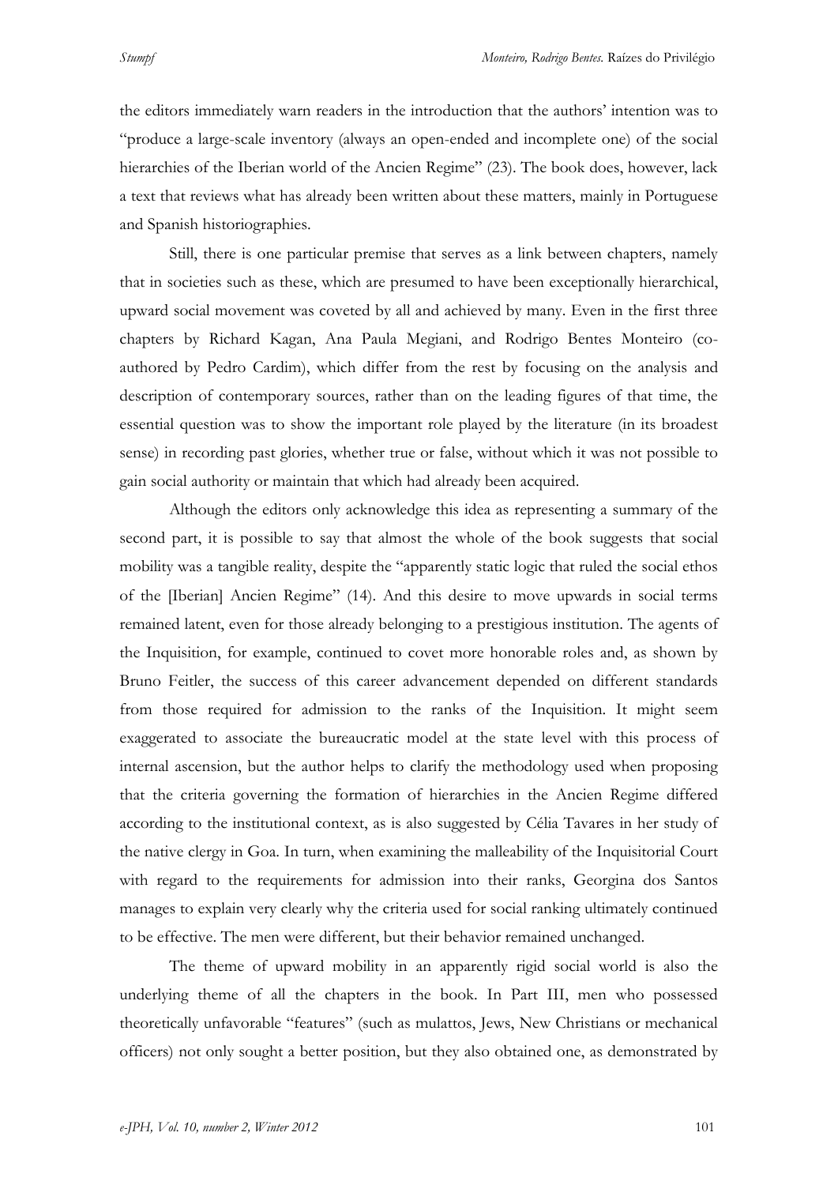the editors immediately warn readers in the introduction that the authors' intention was to "produce a large-scale inventory (always an open-ended and incomplete one) of the social hierarchies of the Iberian world of the Ancien Regime" (23). The book does, however, lack a text that reviews what has already been written about these matters, mainly in Portuguese and Spanish historiographies.

Still, there is one particular premise that serves as a link between chapters, namely that in societies such as these, which are presumed to have been exceptionally hierarchical, upward social movement was coveted by all and achieved by many. Even in the first three chapters by Richard Kagan, Ana Paula Megiani, and Rodrigo Bentes Monteiro (co-authored by Pedro Cardim), which differ from the rest by focusing on the analysis and description of contemporary sources, rather than on the leading figures of that time, the essential question was to show the important role played by the literature (in its broadest sense) in recording past glories, whether true or false, without which it was not possible to gain social authority or maintain that which had already been acquired.

Although the editors only acknowledge this idea as representing a summary of the second part, it is possible to say that almost the whole of the book suggests that social mobility was a tangible reality, despite the "apparently static logic that ruled the social ethos of the [Iberian] Ancien Regime" (14). And this desire to move upwards in social terms remained latent, even for those already belonging to a prestigious institution. The agents of the Inquisition, for example, continued to covet more honorable roles and, as shown by Bruno Feitler, the success of this career advancement depended on different standards from those required for admission to the ranks of the Inquisition. It might seem exaggerated to associate the bureaucratic model at the state level with this process of internal ascension, but the author helps to clarify the methodology used when proposing that the criteria governing the formation of hierarchies in the Ancien Regime differed according to the institutional context, as is also suggested by Célia Tavares in her study of the native clergy in Goa. In turn, when examining the malleability of the Inquisitorial Court with regard to the requirements for admission into their ranks, Georgina dos Santos manages to explain very clearly why the criteria used for social ranking ultimately continued to be effective. The men were different, but their behavior remained unchanged.

The theme of upward mobility in an apparently rigid social world is also the underlying theme of all the chapters in the book. In Part III, men who possessed theoretically unfavorable "features" (such as mulattos, Jews, New Christians or mechanical officers) not only sought a better position, but they also obtained one, as demonstrated by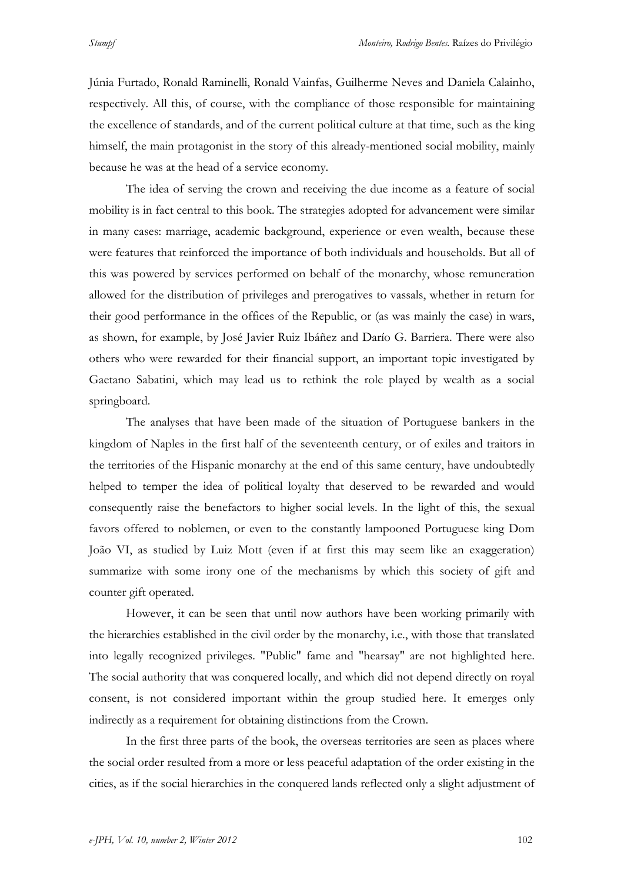Júnia Furtado, Ronald Raminelli, Ronald Vainfas, Guilherme Neves and Daniela Calainho, respectively. All this, of course, with the compliance of those responsible for maintaining the excellence of standards, and of the current political culture at that time, such as the king himself, the main protagonist in the story of this already-mentioned social mobility, mainly because he was at the head of a service economy.

The idea of serving the crown and receiving the due income as a feature of social mobility is in fact central to this book. The strategies adopted for advancement were similar in many cases: marriage, academic background, experience or even wealth, because these were features that reinforced the importance of both individuals and households. But all of this was powered by services performed on behalf of the monarchy, whose remuneration allowed for the distribution of privileges and prerogatives to vassals, whether in return for their good performance in the offices of the Republic, or (as was mainly the case) in wars, as shown, for example, by José Javier Ruiz Ibáñez and Darío G. Barriera. There were also others who were rewarded for their financial support, an important topic investigated by Gaetano Sabatini, which may lead us to rethink the role played by wealth as a social springboard.

The analyses that have been made of the situation of Portuguese bankers in the kingdom of Naples in the first half of the seventeenth century, or of exiles and traitors in the territories of the Hispanic monarchy at the end of this same century, have undoubtedly helped to temper the idea of political loyalty that deserved to be rewarded and would consequently raise the benefactors to higher social levels. In the light of this, the sexual favors offered to noblemen, or even to the constantly lampooned Portuguese king Dom João VI, as studied by Luiz Mott (even if at first this may seem like an exaggeration) summarize with some irony one of the mechanisms by which this society of gift and counter gift operated.

However, it can be seen that until now authors have been working primarily with the hierarchies established in the civil order by the monarchy, i.e., with those that translated into legally recognized privileges. "Public" fame and "hearsay" are not highlighted here. The social authority that was conquered locally, and which did not depend directly on royal consent, is not considered important within the group studied here. It emerges only indirectly as a requirement for obtaining distinctions from the Crown.

In the first three parts of the book, the overseas territories are seen as places where the social order resulted from a more or less peaceful adaptation of the order existing in the cities, as if the social hierarchies in the conquered lands reflected only a slight adjustment of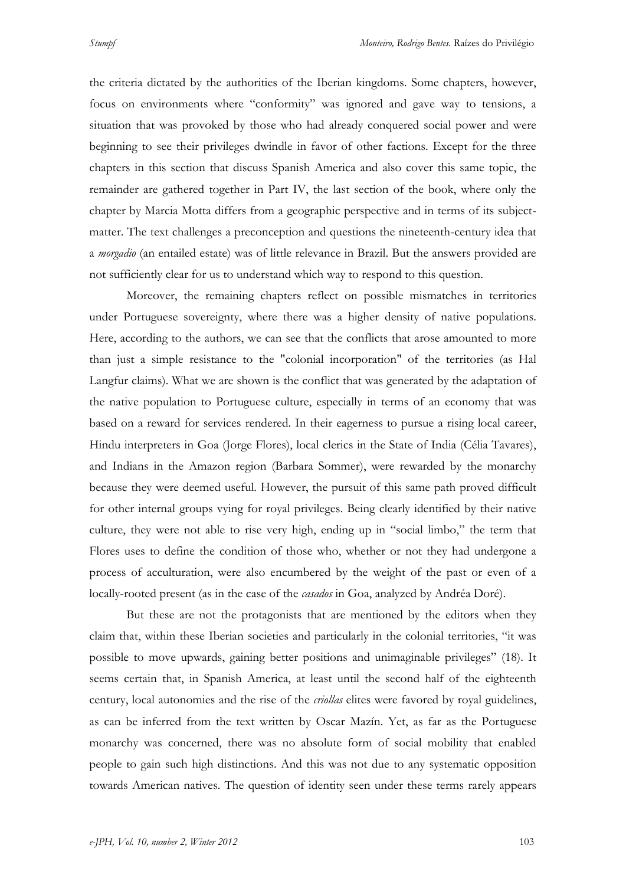the criteria dictated by the authorities of the Iberian kingdoms. Some chapters, however, focus on environments where "conformity" was ignored and gave way to tensions, a situation that was provoked by those who had already conquered social power and were beginning to see their privileges dwindle in favor of other factions. Except for the three chapters in this section that discuss Spanish America and also cover this same topic, the remainder are gathered together in Part IV, the last section of the book, where only the chapter by Marcia Motta differs from a geographic perspective and in terms of its subject-matter. The text challenges a preconception and questions the nineteenth-century idea that a *morgadio* (an entailed estate) was of little relevance in Brazil. But the answers provided are not sufficiently clear for us to understand which way to respond to this question.

Moreover, the remaining chapters reflect on possible mismatches in territories under Portuguese sovereignty, where there was a higher density of native populations. Here, according to the authors, we can see that the conflicts that arose amounted to more than just a simple resistance to the "colonial incorporation" of the territories (as Hal Langfur claims). What we are shown is the conflict that was generated by the adaptation of the native population to Portuguese culture, especially in terms of an economy that was based on a reward for services rendered. In their eagerness to pursue a rising local career, Hindu interpreters in Goa (Jorge Flores), local clerics in the State of India (Célia Tavares), and Indians in the Amazon region (Barbara Sommer), were rewarded by the monarchy because they were deemed useful. However, the pursuit of this same path proved difficult for other internal groups vying for royal privileges. Being clearly identified by their native culture, they were not able to rise very high, ending up in "social limbo," the term that Flores uses to define the condition of those who, whether or not they had undergone a process of acculturation, were also encumbered by the weight of the past or even of a locally-rooted present (as in the case of the *casados* in Goa, analyzed by Andréa Doré).

But these are not the protagonists that are mentioned by the editors when they claim that, within these Iberian societies and particularly in the colonial territories, "it was possible to move upwards, gaining better positions and unimaginable privileges" (18). It seems certain that, in Spanish America, at least until the second half of the eighteenth century, local autonomies and the rise of the *criollas* elites were favored by royal guidelines, as can be inferred from the text written by Oscar Mazín. Yet, as far as the Portuguese monarchy was concerned, there was no absolute form of social mobility that enabled people to gain such high distinctions. And this was not due to any systematic opposition towards American natives. The question of identity seen under these terms rarely appears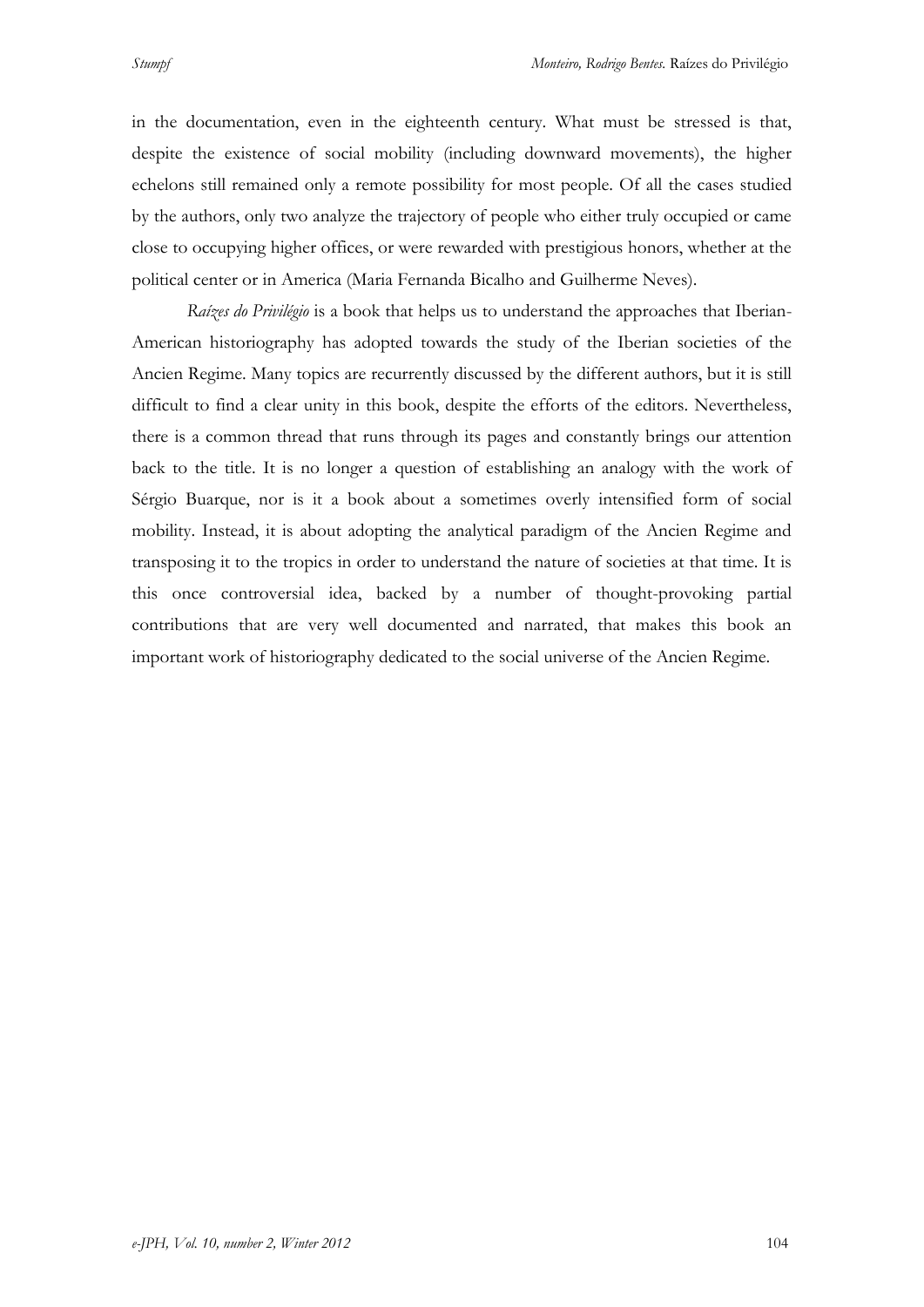in the documentation, even in the eighteenth century. What must be stressed is that, despite the existence of social mobility (including downward movements), the higher echelons still remained only a remote possibility for most people. Of all the cases studied by the authors, only two analyze the trajectory of people who either truly occupied or came close to occupying higher offices, or were rewarded with prestigious honors, whether at the political center or in America (Maria Fernanda Bicalho and Guilherme Neves).

*Raízes do Privilégio* is a book that helps us to understand the approaches that Iberian-American historiography has adopted towards the study of the Iberian societies of the Ancien Regime. Many topics are recurrently discussed by the different authors, but it is still difficult to find a clear unity in this book, despite the efforts of the editors. Nevertheless, there is a common thread that runs through its pages and constantly brings our attention back to the title. It is no longer a question of establishing an analogy with the work of Sérgio Buarque, nor is it a book about a sometimes overly intensified form of social mobility. Instead, it is about adopting the analytical paradigm of the Ancien Regime and transposing it to the tropics in order to understand the nature of societies at that time. It is this once controversial idea, backed by a number of thought-provoking partial contributions that are very well documented and narrated, that makes this book an important work of historiography dedicated to the social universe of the Ancien Regime.